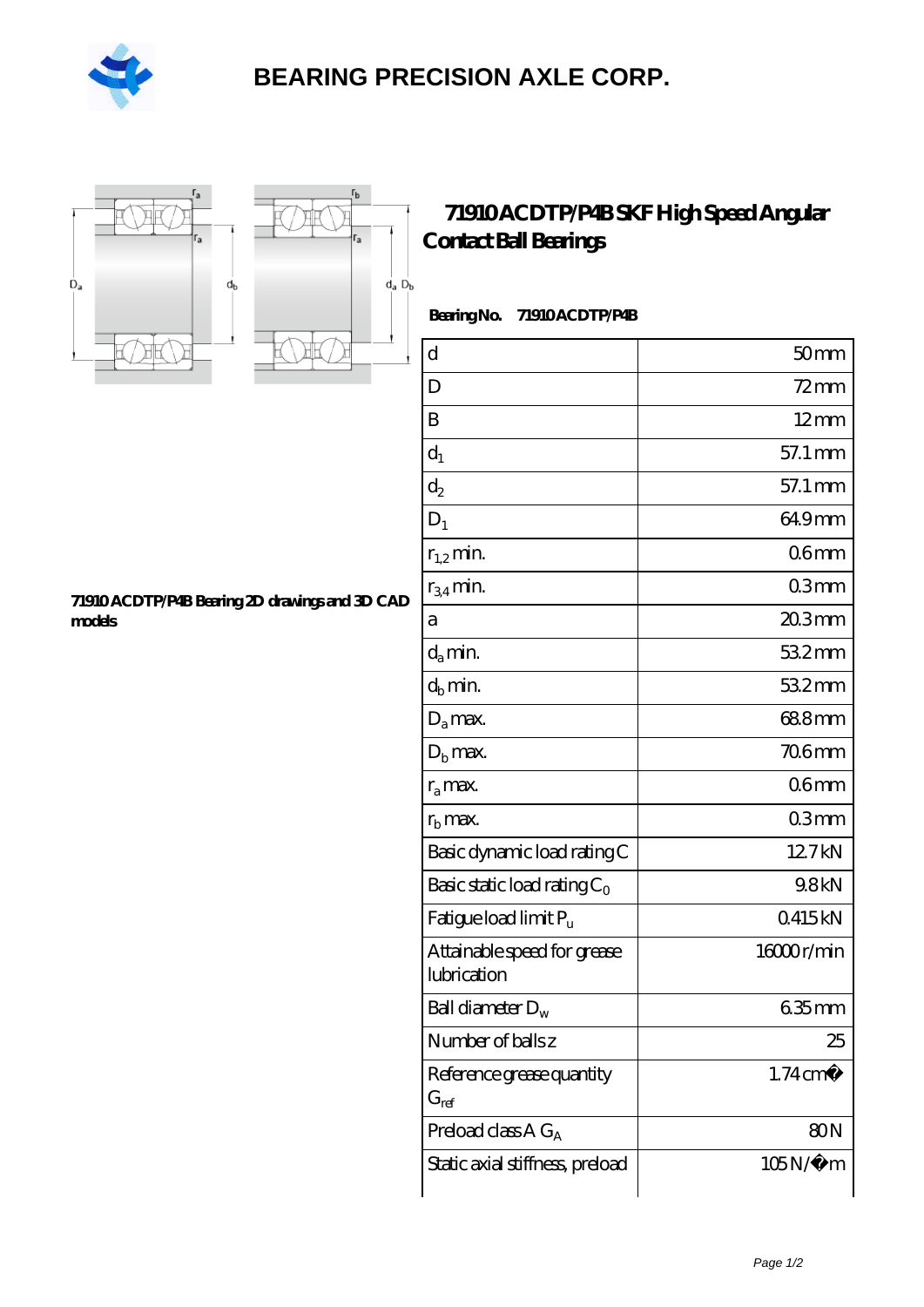# BEARING PRECISION AXLE CORP.

## 71910 ACDTP/P4B SKF High Speed Angular Contact Ball Bearings

**Bearing No.** 71910 ACDTP/P4B

71910 ACDTP/P4B Bearing 2D drawings and 3D CAD models

| | |
|---|---|
| d | 50 mm |
| D | 72 mm |
| B | 12 mm |
| $d_1$ | 57.1 mm |
| $d_2$ | 57.1 mm |
| $D_1$ | 64.9 mm |
| $r_{1,2}$ min. | 0.6 mm |
| $r_{3,4}$ min. | 0.3 mm |
| a | 20.3 mm |
| $d_a$ min. | 53.2 mm |
| $d_b$ min. | 53.2 mm |
| $D_a$ max. | 68.8 mm |
| $D_b$ max. | 70.6 mm |
| $r_a$ max. | 0.6 mm |
| $r_b$ max. | 0.3 mm |
| Basic dynamic load rating C | 12.7 kN |
| Basic static load rating $C_0$ | 9.8 kN |
| Fatigue load limit $P_u$ | 0.415 kN |
| Attainable speed for grease lubrication | 16000 r/min |
| Ball diameter $D_w$ | 6.35 mm |
| Number of balls z | 25 |
| Reference grease quantity $G_{ref}$ | 1.74 cm� |
| Preload class A $G_A$ | 80 N |
| Static axial stiffness, preload | 105 N/�m |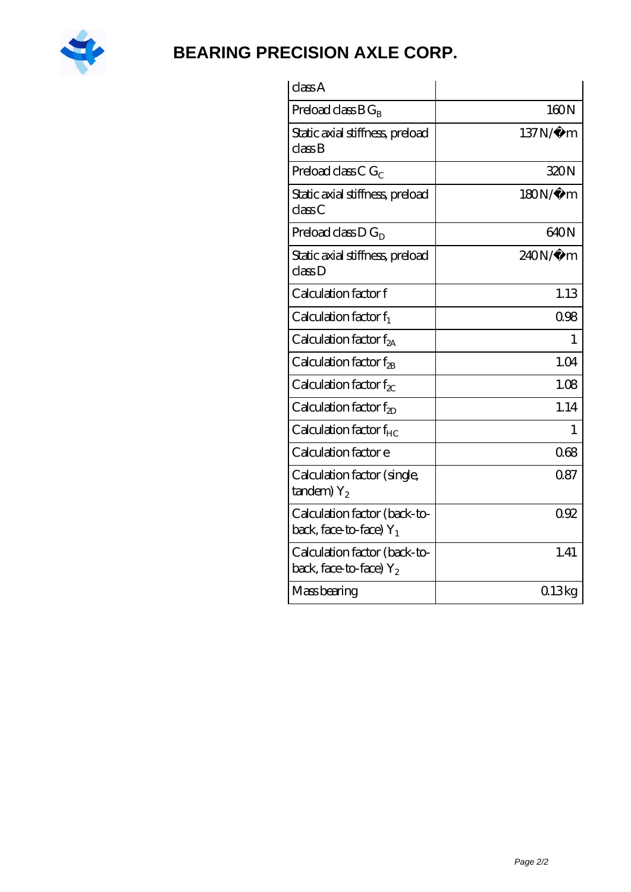| | |
|---|---|
| class A | |
| Preload class B $G_B$ | 160 N |
| Static axial stiffness, preload class B | 137 N/�m |
| Preload class C $G_C$ | 320 N |
| Static axial stiffness, preload class C | 180 N/�m |
| Preload class D $G_D$ | 640 N |
| Static axial stiffness, preload class D | 240 N/�m |
| Calculation factor f | 1.13 |
| Calculation factor $f_1$ | 0.98 |
| Calculation factor $f_{2A}$ | 1 |
| Calculation factor $f_{2B}$ | 1.04 |
| Calculation factor $f_{2C}$ | 1.08 |
| Calculation factor $f_{2D}$ | 1.14 |
| Calculation factor $f_{HC}$ | 1 |
| Calculation factor e | 0.68 |
| Calculation factor (single, tandem) $Y_2$ | 0.87 |
| Calculation factor (back-to-back, face-to-face) $Y_1$ | 0.92 |
| Calculation factor (back-to-back, face-to-face) $Y_2$ | 1.41 |
| Mass bearing | 0.13 kg |